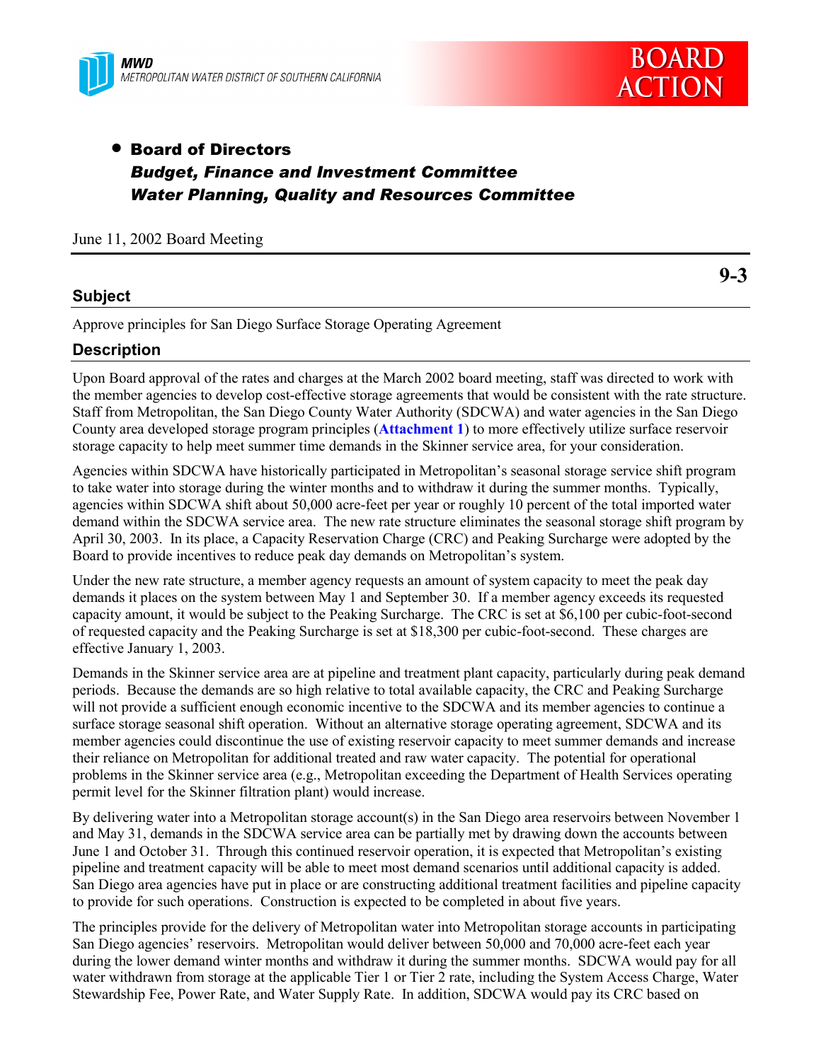MWD
METROPOLITAN WATER DISTRICT OF SOUTHERN CALIFORNIA

**BOARD ACTION**

- **Board of Directors**
  ***Budget, Finance and Investment Committee***
  ***Water Planning, Quality and Resources Committee***

June 11, 2002 Board Meeting

**9-3**

## Subject

Approve principles for San Diego Surface Storage Operating Agreement

## Description

Upon Board approval of the rates and charges at the March 2002 board meeting, staff was directed to work with the member agencies to develop cost-effective storage agreements that would be consistent with the rate structure. Staff from Metropolitan, the San Diego County Water Authority (SDCWA) and water agencies in the San Diego County area developed storage program principles (**Attachment 1**) to more effectively utilize surface reservoir storage capacity to help meet summer time demands in the Skinner service area, for your consideration.

Agencies within SDCWA have historically participated in Metropolitan's seasonal storage service shift program to take water into storage during the winter months and to withdraw it during the summer months. Typically, agencies within SDCWA shift about 50,000 acre-feet per year or roughly 10 percent of the total imported water demand within the SDCWA service area. The new rate structure eliminates the seasonal storage shift program by April 30, 2003. In its place, a Capacity Reservation Charge (CRC) and Peaking Surcharge were adopted by the Board to provide incentives to reduce peak day demands on Metropolitan's system.

Under the new rate structure, a member agency requests an amount of system capacity to meet the peak day demands it places on the system between May 1 and September 30. If a member agency exceeds its requested capacity amount, it would be subject to the Peaking Surcharge. The CRC is set at $6,100 per cubic-foot-second of requested capacity and the Peaking Surcharge is set at $18,300 per cubic-foot-second. These charges are effective January 1, 2003.

Demands in the Skinner service area are at pipeline and treatment plant capacity, particularly during peak demand periods. Because the demands are so high relative to total available capacity, the CRC and Peaking Surcharge will not provide a sufficient enough economic incentive to the SDCWA and its member agencies to continue a surface storage seasonal shift operation. Without an alternative storage operating agreement, SDCWA and its member agencies could discontinue the use of existing reservoir capacity to meet summer demands and increase their reliance on Metropolitan for additional treated and raw water capacity. The potential for operational problems in the Skinner service area (e.g., Metropolitan exceeding the Department of Health Services operating permit level for the Skinner filtration plant) would increase.

By delivering water into a Metropolitan storage account(s) in the San Diego area reservoirs between November 1 and May 31, demands in the SDCWA service area can be partially met by drawing down the accounts between June 1 and October 31. Through this continued reservoir operation, it is expected that Metropolitan's existing pipeline and treatment capacity will be able to meet most demand scenarios until additional capacity is added. San Diego area agencies have put in place or are constructing additional treatment facilities and pipeline capacity to provide for such operations. Construction is expected to be completed in about five years.

The principles provide for the delivery of Metropolitan water into Metropolitan storage accounts in participating San Diego agencies' reservoirs. Metropolitan would deliver between 50,000 and 70,000 acre-feet each year during the lower demand winter months and withdraw it during the summer months. SDCWA would pay for all water withdrawn from storage at the applicable Tier 1 or Tier 2 rate, including the System Access Charge, Water Stewardship Fee, Power Rate, and Water Supply Rate. In addition, SDCWA would pay its CRC based on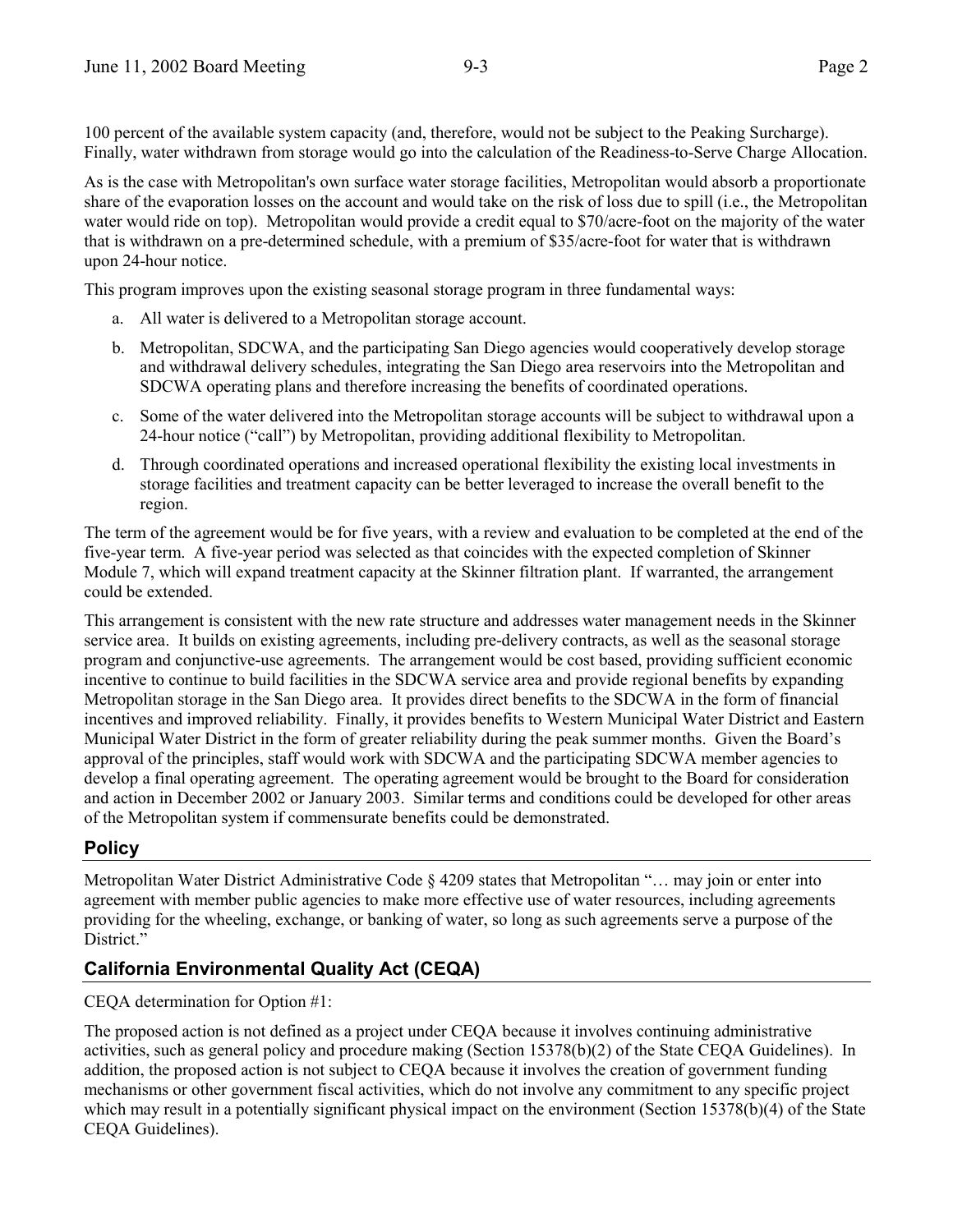100 percent of the available system capacity (and, therefore, would not be subject to the Peaking Surcharge). Finally, water withdrawn from storage would go into the calculation of the Readiness-to-Serve Charge Allocation.

As is the case with Metropolitan's own surface water storage facilities, Metropolitan would absorb a proportionate share of the evaporation losses on the account and would take on the risk of loss due to spill (i.e., the Metropolitan water would ride on top). Metropolitan would provide a credit equal to $70/acre-foot on the majority of the water that is withdrawn on a pre-determined schedule, with a premium of $35/acre-foot for water that is withdrawn upon 24-hour notice.

This program improves upon the existing seasonal storage program in three fundamental ways:

a. All water is delivered to a Metropolitan storage account.

b. Metropolitan, SDCWA, and the participating San Diego agencies would cooperatively develop storage and withdrawal delivery schedules, integrating the San Diego area reservoirs into the Metropolitan and SDCWA operating plans and therefore increasing the benefits of coordinated operations.

c. Some of the water delivered into the Metropolitan storage accounts will be subject to withdrawal upon a 24-hour notice ("call") by Metropolitan, providing additional flexibility to Metropolitan.

d. Through coordinated operations and increased operational flexibility the existing local investments in storage facilities and treatment capacity can be better leveraged to increase the overall benefit to the region.

The term of the agreement would be for five years, with a review and evaluation to be completed at the end of the five-year term. A five-year period was selected as that coincides with the expected completion of Skinner Module 7, which will expand treatment capacity at the Skinner filtration plant. If warranted, the arrangement could be extended.

This arrangement is consistent with the new rate structure and addresses water management needs in the Skinner service area. It builds on existing agreements, including pre-delivery contracts, as well as the seasonal storage program and conjunctive-use agreements. The arrangement would be cost based, providing sufficient economic incentive to continue to build facilities in the SDCWA service area and provide regional benefits by expanding Metropolitan storage in the San Diego area. It provides direct benefits to the SDCWA in the form of financial incentives and improved reliability. Finally, it provides benefits to Western Municipal Water District and Eastern Municipal Water District in the form of greater reliability during the peak summer months. Given the Board's approval of the principles, staff would work with SDCWA and the participating SDCWA member agencies to develop a final operating agreement. The operating agreement would be brought to the Board for consideration and action in December 2002 or January 2003. Similar terms and conditions could be developed for other areas of the Metropolitan system if commensurate benefits could be demonstrated.

## Policy

Metropolitan Water District Administrative Code § 4209 states that Metropolitan "… may join or enter into agreement with member public agencies to make more effective use of water resources, including agreements providing for the wheeling, exchange, or banking of water, so long as such agreements serve a purpose of the District."

## California Environmental Quality Act (CEQA)

CEQA determination for Option #1:

The proposed action is not defined as a project under CEQA because it involves continuing administrative activities, such as general policy and procedure making (Section 15378(b)(2) of the State CEQA Guidelines). In addition, the proposed action is not subject to CEQA because it involves the creation of government funding mechanisms or other government fiscal activities, which do not involve any commitment to any specific project which may result in a potentially significant physical impact on the environment (Section 15378(b)(4) of the State CEQA Guidelines).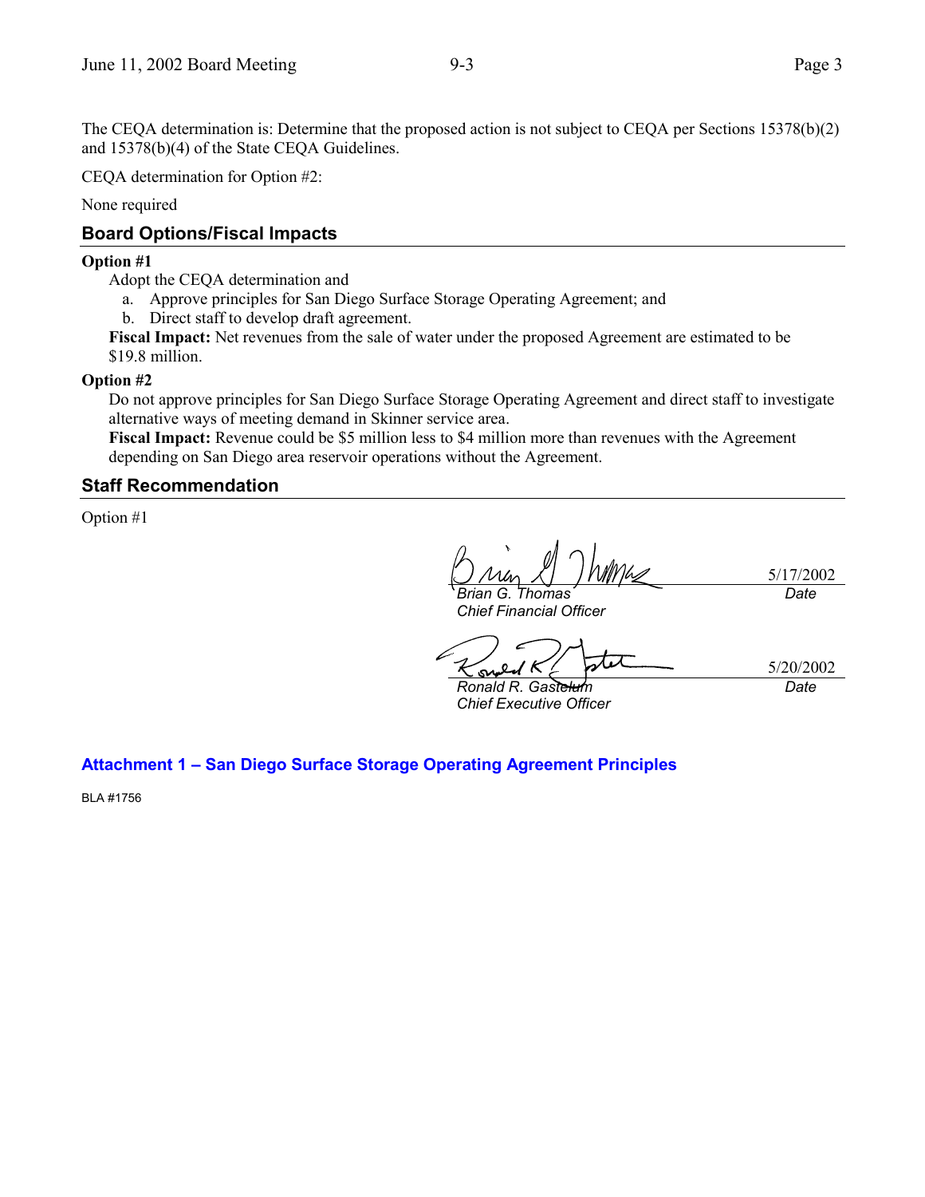The CEQA determination is: Determine that the proposed action is not subject to CEQA per Sections 15378(b)(2) and 15378(b)(4) of the State CEQA Guidelines.

CEQA determination for Option #2:

None required

## Board Options/Fiscal Impacts

**Option #1**

Adopt the CEQA determination and

a. Approve principles for San Diego Surface Storage Operating Agreement; and
b. Direct staff to develop draft agreement.

**Fiscal Impact:** Net revenues from the sale of water under the proposed Agreement are estimated to be $19.8 million.

**Option #2**

Do not approve principles for San Diego Surface Storage Operating Agreement and direct staff to investigate alternative ways of meeting demand in Skinner service area.

**Fiscal Impact:** Revenue could be $5 million less to $4 million more than revenues with the Agreement depending on San Diego area reservoir operations without the Agreement.

## Staff Recommendation

Option #1

| | |
|---|---|
| *Brian G. Thomas* | 5/17/2002 |
| *Chief Financial Officer* | *Date* |

| | |
|---|---|
| *Ronald R. Gastelum* | 5/20/2002 |
| *Chief Executive Officer* | *Date* |

**Attachment 1 – San Diego Surface Storage Operating Agreement Principles**

BLA #1756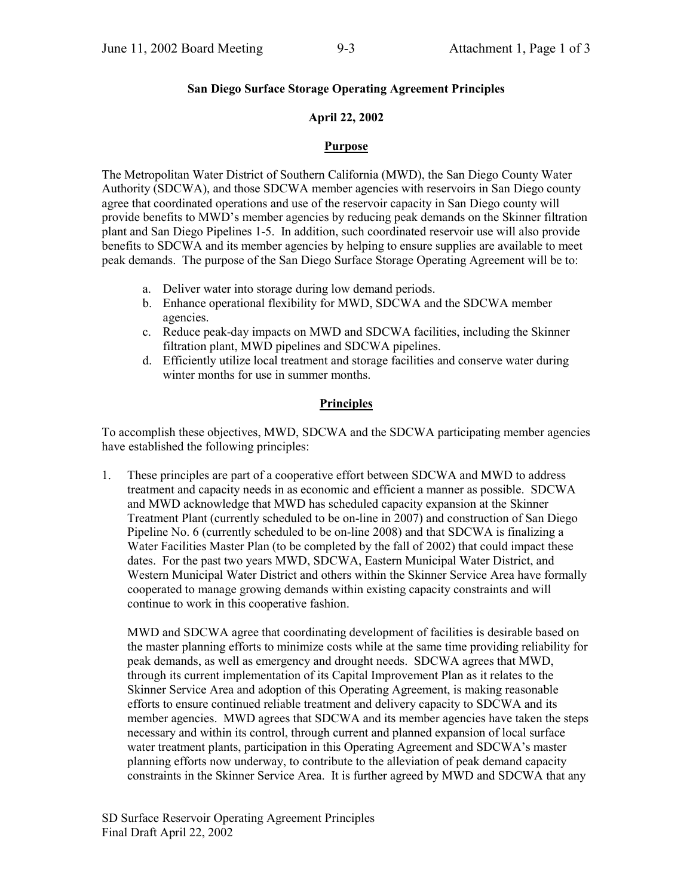**San Diego Surface Storage Operating Agreement Principles**

**April 22, 2002**

**Purpose**

The Metropolitan Water District of Southern California (MWD), the San Diego County Water Authority (SDCWA), and those SDCWA member agencies with reservoirs in San Diego county agree that coordinated operations and use of the reservoir capacity in San Diego county will provide benefits to MWD's member agencies by reducing peak demands on the Skinner filtration plant and San Diego Pipelines 1-5. In addition, such coordinated reservoir use will also provide benefits to SDCWA and its member agencies by helping to ensure supplies are available to meet peak demands. The purpose of the San Diego Surface Storage Operating Agreement will be to:

a. Deliver water into storage during low demand periods.
b. Enhance operational flexibility for MWD, SDCWA and the SDCWA member agencies.
c. Reduce peak-day impacts on MWD and SDCWA facilities, including the Skinner filtration plant, MWD pipelines and SDCWA pipelines.
d. Efficiently utilize local treatment and storage facilities and conserve water during winter months for use in summer months.

**Principles**

To accomplish these objectives, MWD, SDCWA and the SDCWA participating member agencies have established the following principles:

1. These principles are part of a cooperative effort between SDCWA and MWD to address treatment and capacity needs in as economic and efficient a manner as possible. SDCWA and MWD acknowledge that MWD has scheduled capacity expansion at the Skinner Treatment Plant (currently scheduled to be on-line in 2007) and construction of San Diego Pipeline No. 6 (currently scheduled to be on-line 2008) and that SDCWA is finalizing a Water Facilities Master Plan (to be completed by the fall of 2002) that could impact these dates. For the past two years MWD, SDCWA, Eastern Municipal Water District, and Western Municipal Water District and others within the Skinner Service Area have formally cooperated to manage growing demands within existing capacity constraints and will continue to work in this cooperative fashion.

   MWD and SDCWA agree that coordinating development of facilities is desirable based on the master planning efforts to minimize costs while at the same time providing reliability for peak demands, as well as emergency and drought needs. SDCWA agrees that MWD, through its current implementation of its Capital Improvement Plan as it relates to the Skinner Service Area and adoption of this Operating Agreement, is making reasonable efforts to ensure continued reliable treatment and delivery capacity to SDCWA and its member agencies. MWD agrees that SDCWA and its member agencies have taken the steps necessary and within its control, through current and planned expansion of local surface water treatment plants, participation in this Operating Agreement and SDCWA's master planning efforts now underway, to contribute to the alleviation of peak demand capacity constraints in the Skinner Service Area. It is further agreed by MWD and SDCWA that any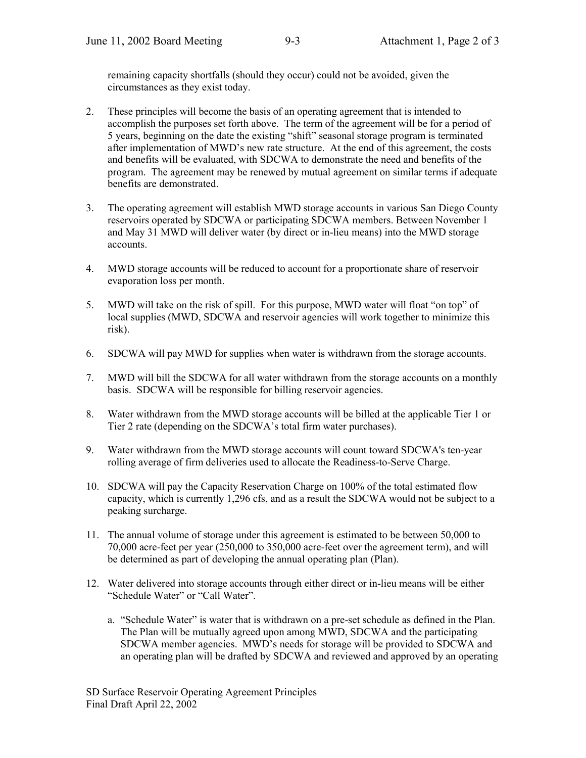remaining capacity shortfalls (should they occur) could not be avoided, given the circumstances as they exist today.

2. These principles will become the basis of an operating agreement that is intended to accomplish the purposes set forth above. The term of the agreement will be for a period of 5 years, beginning on the date the existing "shift" seasonal storage program is terminated after implementation of MWD's new rate structure. At the end of this agreement, the costs and benefits will be evaluated, with SDCWA to demonstrate the need and benefits of the program. The agreement may be renewed by mutual agreement on similar terms if adequate benefits are demonstrated.

3. The operating agreement will establish MWD storage accounts in various San Diego County reservoirs operated by SDCWA or participating SDCWA members. Between November 1 and May 31 MWD will deliver water (by direct or in-lieu means) into the MWD storage accounts.

4. MWD storage accounts will be reduced to account for a proportionate share of reservoir evaporation loss per month.

5. MWD will take on the risk of spill. For this purpose, MWD water will float "on top" of local supplies (MWD, SDCWA and reservoir agencies will work together to minimize this risk).

6. SDCWA will pay MWD for supplies when water is withdrawn from the storage accounts.

7. MWD will bill the SDCWA for all water withdrawn from the storage accounts on a monthly basis. SDCWA will be responsible for billing reservoir agencies.

8. Water withdrawn from the MWD storage accounts will be billed at the applicable Tier 1 or Tier 2 rate (depending on the SDCWA's total firm water purchases).

9. Water withdrawn from the MWD storage accounts will count toward SDCWA's ten-year rolling average of firm deliveries used to allocate the Readiness-to-Serve Charge.

10. SDCWA will pay the Capacity Reservation Charge on 100% of the total estimated flow capacity, which is currently 1,296 cfs, and as a result the SDCWA would not be subject to a peaking surcharge.

11. The annual volume of storage under this agreement is estimated to be between 50,000 to 70,000 acre-feet per year (250,000 to 350,000 acre-feet over the agreement term), and will be determined as part of developing the annual operating plan (Plan).

12. Water delivered into storage accounts through either direct or in-lieu means will be either "Schedule Water" or "Call Water".

    a. "Schedule Water" is water that is withdrawn on a pre-set schedule as defined in the Plan. The Plan will be mutually agreed upon among MWD, SDCWA and the participating SDCWA member agencies. MWD's needs for storage will be provided to SDCWA and an operating plan will be drafted by SDCWA and reviewed and approved by an operating

SD Surface Reservoir Operating Agreement Principles
Final Draft April 22, 2002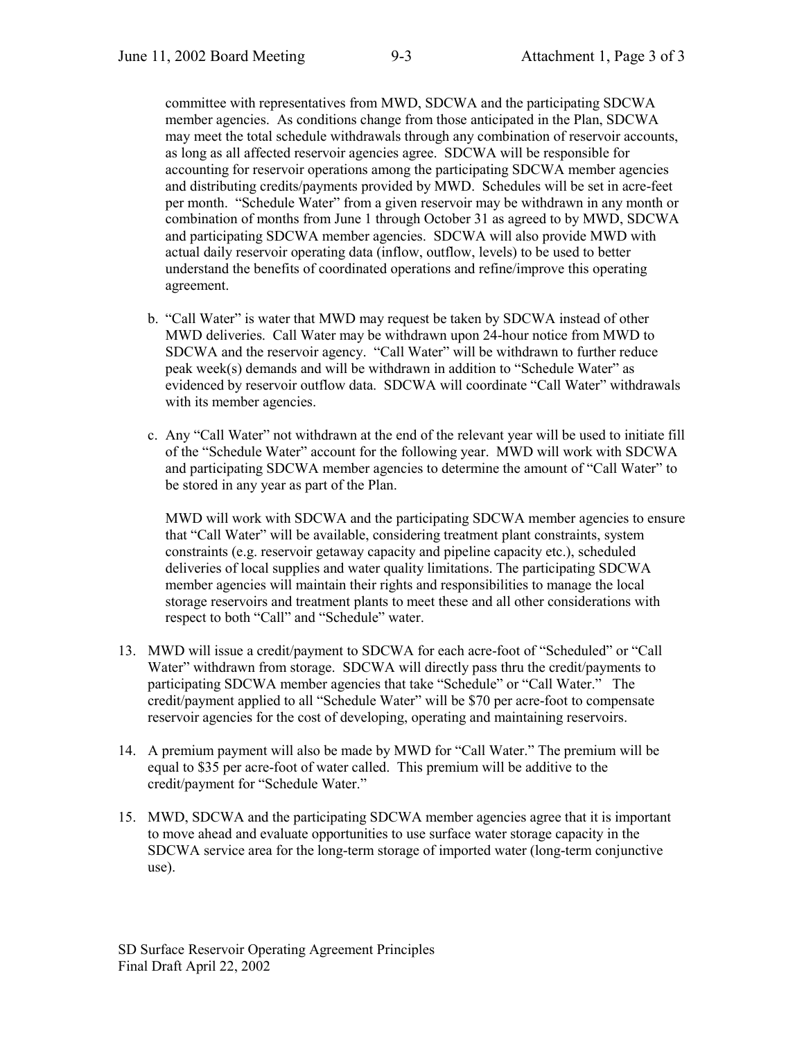committee with representatives from MWD, SDCWA and the participating SDCWA member agencies. As conditions change from those anticipated in the Plan, SDCWA may meet the total schedule withdrawals through any combination of reservoir accounts, as long as all affected reservoir agencies agree. SDCWA will be responsible for accounting for reservoir operations among the participating SDCWA member agencies and distributing credits/payments provided by MWD. Schedules will be set in acre-feet per month. "Schedule Water" from a given reservoir may be withdrawn in any month or combination of months from June 1 through October 31 as agreed to by MWD, SDCWA and participating SDCWA member agencies. SDCWA will also provide MWD with actual daily reservoir operating data (inflow, outflow, levels) to be used to better understand the benefits of coordinated operations and refine/improve this operating agreement.

b. "Call Water" is water that MWD may request be taken by SDCWA instead of other MWD deliveries. Call Water may be withdrawn upon 24-hour notice from MWD to SDCWA and the reservoir agency. "Call Water" will be withdrawn to further reduce peak week(s) demands and will be withdrawn in addition to "Schedule Water" as evidenced by reservoir outflow data. SDCWA will coordinate "Call Water" withdrawals with its member agencies.

c. Any "Call Water" not withdrawn at the end of the relevant year will be used to initiate fill of the "Schedule Water" account for the following year. MWD will work with SDCWA and participating SDCWA member agencies to determine the amount of "Call Water" to be stored in any year as part of the Plan.

   MWD will work with SDCWA and the participating SDCWA member agencies to ensure that "Call Water" will be available, considering treatment plant constraints, system constraints (e.g. reservoir getaway capacity and pipeline capacity etc.), scheduled deliveries of local supplies and water quality limitations. The participating SDCWA member agencies will maintain their rights and responsibilities to manage the local storage reservoirs and treatment plants to meet these and all other considerations with respect to both "Call" and "Schedule" water.

13. MWD will issue a credit/payment to SDCWA for each acre-foot of "Scheduled" or "Call Water" withdrawn from storage. SDCWA will directly pass thru the credit/payments to participating SDCWA member agencies that take "Schedule" or "Call Water." The credit/payment applied to all "Schedule Water" will be $70 per acre-foot to compensate reservoir agencies for the cost of developing, operating and maintaining reservoirs.

14. A premium payment will also be made by MWD for "Call Water." The premium will be equal to $35 per acre-foot of water called. This premium will be additive to the credit/payment for "Schedule Water."

15. MWD, SDCWA and the participating SDCWA member agencies agree that it is important to move ahead and evaluate opportunities to use surface water storage capacity in the SDCWA service area for the long-term storage of imported water (long-term conjunctive use).

SD Surface Reservoir Operating Agreement Principles
Final Draft April 22, 2002